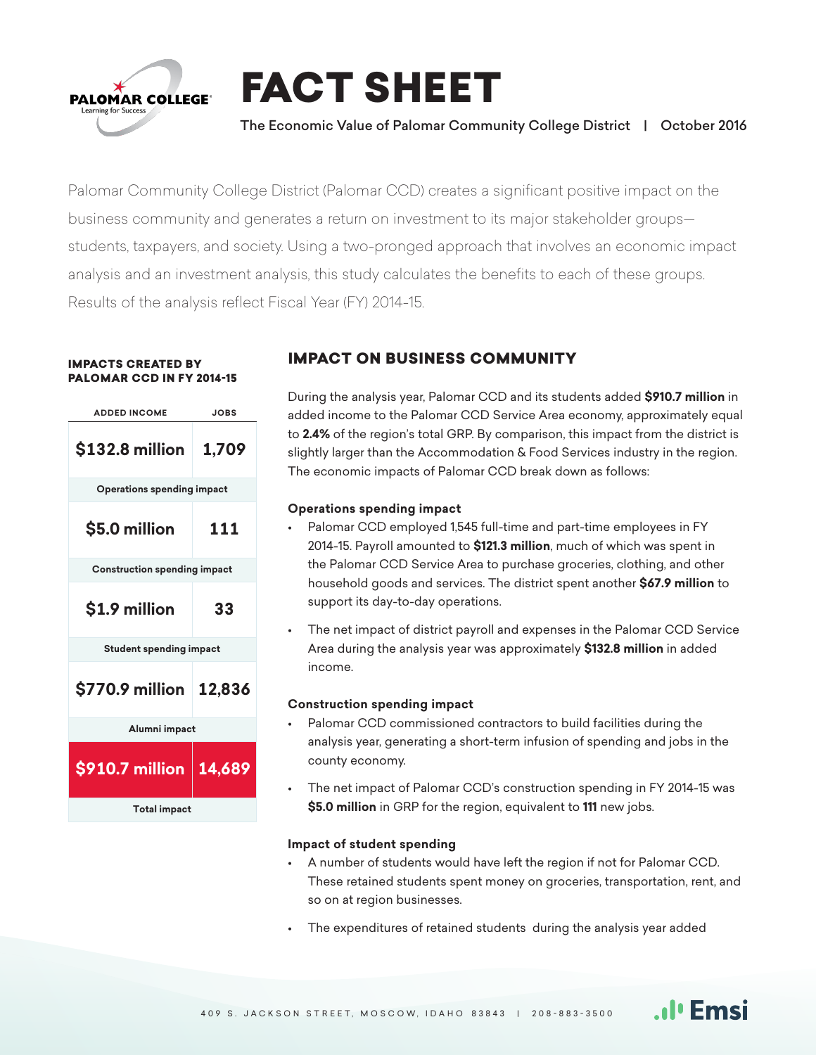# FACT SHEET

The Economic Value of Palomar Community College District | October 2016

Palomar Community College District (Palomar CCD) creates a significant positive impact on the business community and generates a return on investment to its major stakeholder groups—students, taxpayers, and society. Using a two-pronged approach that involves an economic impact analysis and an investment analysis, this study calculates the benefits to each of these groups. Results of the analysis reflect Fiscal Year (FY) 2014-15.

**IMPACTS CREATED BY PALOMAR CCD IN FY 2014-15**

| ADDED INCOME | JOBS |
|---|---|
| $132.8 million | 1,709 |
| Operations spending impact | |
| $5.0 million | 111 |
| Construction spending impact | |
| $1.9 million | 33 |
| Student spending impact | |
| $770.9 million | 12,836 |
| Alumni impact | |
| **$910.7 million** | **14,689** |
| Total impact | |

## IMPACT ON BUSINESS COMMUNITY

During the analysis year, Palomar CCD and its students added **$910.7 million** in added income to the Palomar CCD Service Area economy, approximately equal to **2.4%** of the region's total GRP. By comparison, this impact from the district is slightly larger than the Accommodation & Food Services industry in the region. The economic impacts of Palomar CCD break down as follows:

**Operations spending impact**

- Palomar CCD employed 1,545 full-time and part-time employees in FY 2014-15. Payroll amounted to **$121.3 million**, much of which was spent in the Palomar CCD Service Area to purchase groceries, clothing, and other household goods and services. The district spent another **$67.9 million** to support its day-to-day operations.
- The net impact of district payroll and expenses in the Palomar CCD Service Area during the analysis year was approximately **$132.8 million** in added income.

**Construction spending impact**

- Palomar CCD commissioned contractors to build facilities during the analysis year, generating a short-term infusion of spending and jobs in the county economy.
- The net impact of Palomar CCD's construction spending in FY 2014-15 was **$5.0 million** in GRP for the region, equivalent to **111** new jobs.

**Impact of student spending**

- A number of students would have left the region if not for Palomar CCD. These retained students spent money on groceries, transportation, rent, and so on at region businesses.
- The expenditures of retained students during the analysis year added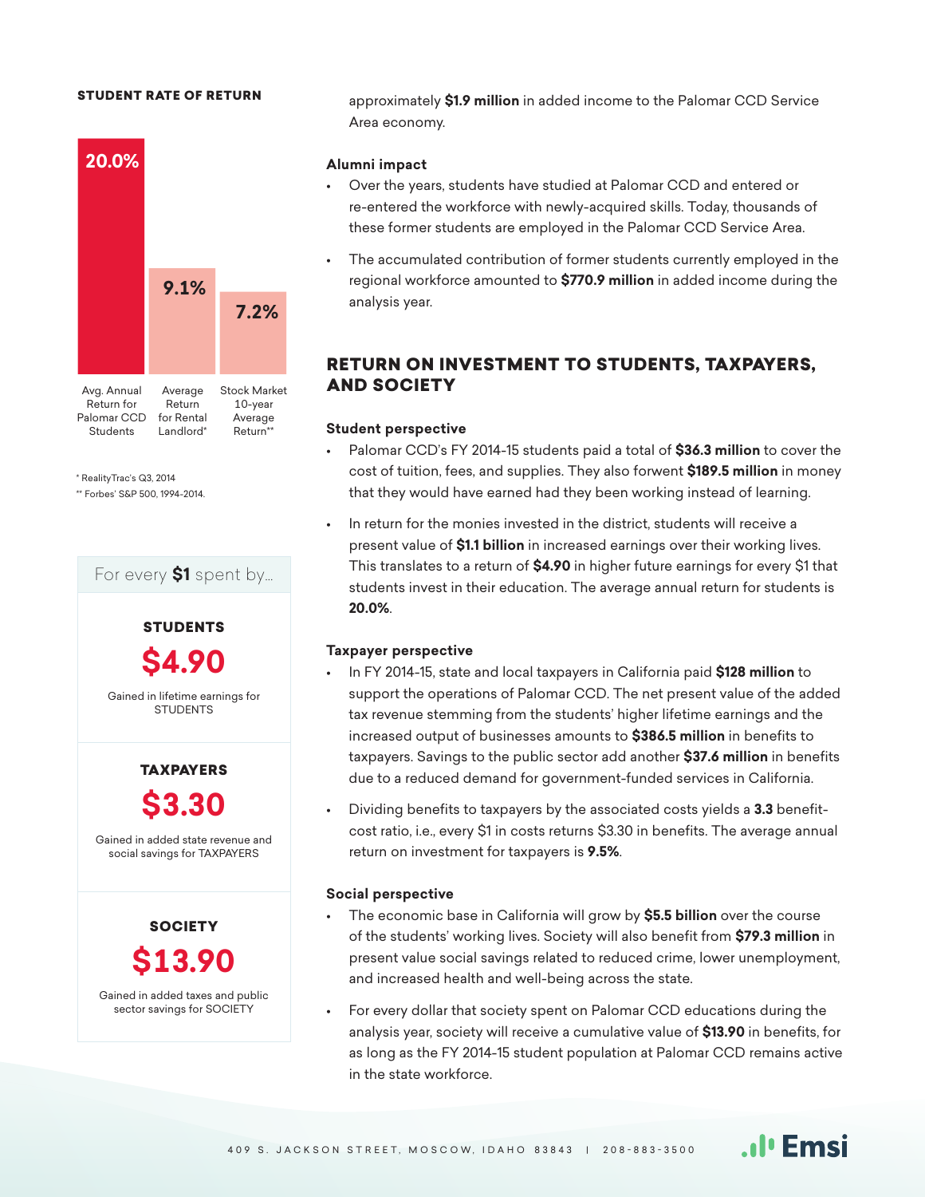**STUDENT RATE OF RETURN**

20.0%

9.1%

7.2%

Avg. Annual Return for Palomar CCD Students

Average Return for Rental Landlord*

Stock Market 10-year Average Return**

* RealityTrac's Q3, 2014

** Forbes' S&P 500, 1994-2014.

For every **$1** spent by...

**STUDENTS**

**$4.90**

Gained in lifetime earnings for STUDENTS

**TAXPAYERS**

**$3.30**

Gained in added state revenue and social savings for TAXPAYERS

**SOCIETY**

**$13.90**

Gained in added taxes and public sector savings for SOCIETY

approximately **$1.9 million** in added income to the Palomar CCD Service Area economy.

### Alumni impact

- Over the years, students have studied at Palomar CCD and entered or re-entered the workforce with newly-acquired skills. Today, thousands of these former students are employed in the Palomar CCD Service Area.
- The accumulated contribution of former students currently employed in the regional workforce amounted to **$770.9 million** in added income during the analysis year.

## RETURN ON INVESTMENT TO STUDENTS, TAXPAYERS, AND SOCIETY

### Student perspective

- Palomar CCD's FY 2014-15 students paid a total of **$36.3 million** to cover the cost of tuition, fees, and supplies. They also forwent **$189.5 million** in money that they would have earned had they been working instead of learning.
- In return for the monies invested in the district, students will receive a present value of **$1.1 billion** in increased earnings over their working lives. This translates to a return of **$4.90** in higher future earnings for every $1 that students invest in their education. The average annual return for students is **20.0%**.

### Taxpayer perspective

- In FY 2014-15, state and local taxpayers in California paid **$128 million** to support the operations of Palomar CCD. The net present value of the added tax revenue stemming from the students' higher lifetime earnings and the increased output of businesses amounts to **$386.5 million** in benefits to taxpayers. Savings to the public sector add another **$37.6 million** in benefits due to a reduced demand for government-funded services in California.
- Dividing benefits to taxpayers by the associated costs yields a **3.3** benefit-cost ratio, i.e., every $1 in costs returns $3.30 in benefits. The average annual return on investment for taxpayers is **9.5%**.

### Social perspective

- The economic base in California will grow by **$5.5 billion** over the course of the students' working lives. Society will also benefit from **$79.3 million** in present value social savings related to reduced crime, lower unemployment, and increased health and well-being across the state.
- For every dollar that society spent on Palomar CCD educations during the analysis year, society will receive a cumulative value of **$13.90** in benefits, for as long as the FY 2014-15 student population at Palomar CCD remains active in the state workforce.